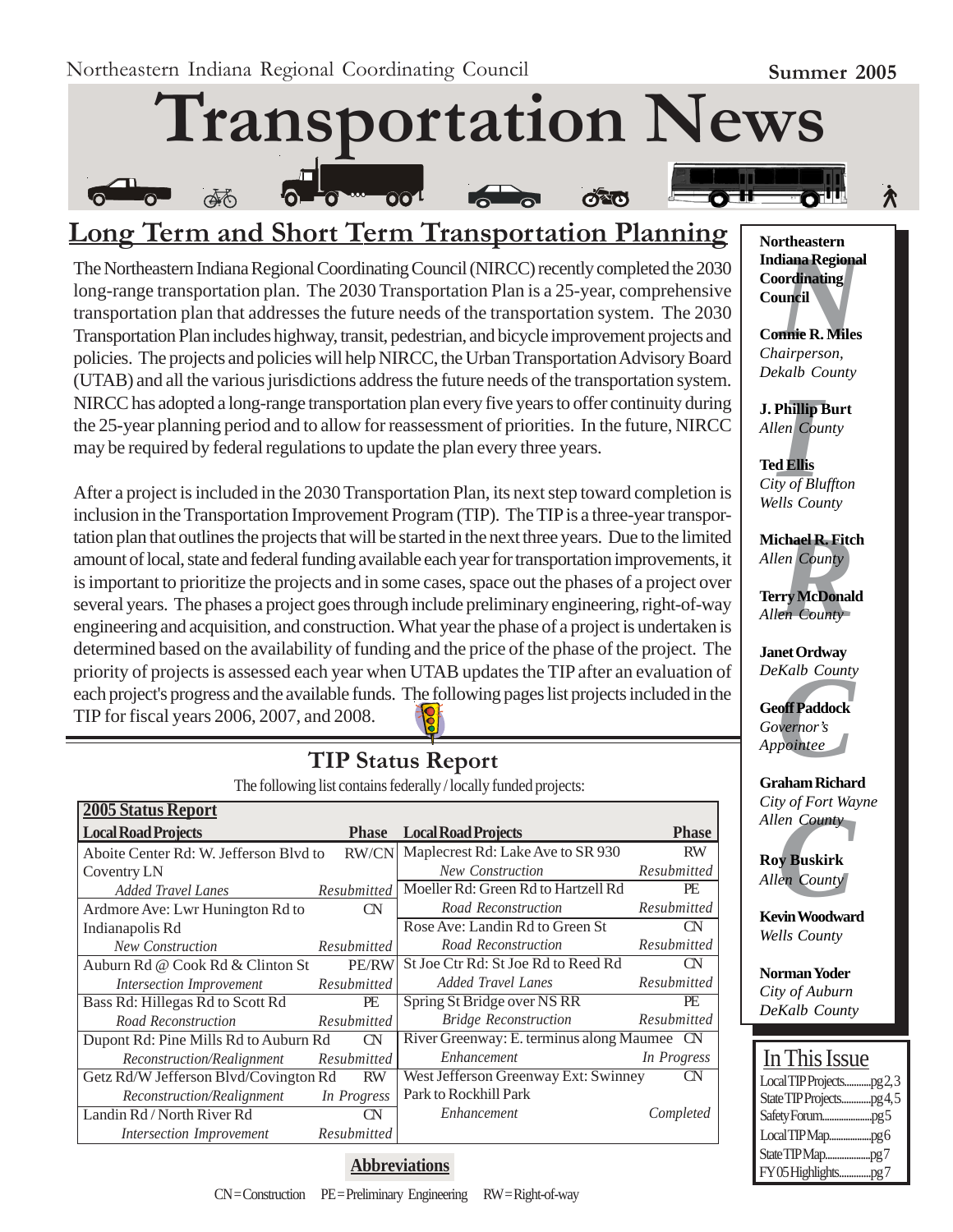Northeastern Indiana Regional Coordinating Council

**Summer 2005**

# Transportation News

## Long Term and Short Term Transportation Planning

The Northeastern Indiana Regional Coordinating Council (NIRCC) recently completed the 2030 long-range transportation plan. The 2030 Transportation Plan is a 25-year, comprehensive transportation plan that addresses the future needs of the transportation system. The 2030 Transportation Plan includes highway, transit, pedestrian, and bicycle improvement projects and policies. The projects and policies will help NIRCC, the Urban Transportation Advisory Board (UTAB) and all the various jurisdictions address the future needs of the transportation system. NIRCC has adopted a long-range transportation plan every five years to offer continuity during the 25-year planning period and to allow for reassessment of priorities. In the future, NIRCC may be required by federal regulations to update the plan every three years.

After a project is included in the 2030 Transportation Plan, its next step toward completion is inclusion in the Transportation Improvement Program (TIP). The TIP is a three-year transportation plan that outlines the projects that will be started in the next three years. Due to the limited amount of local, state and federal funding available each year for transportation improvements, it is important to prioritize the projects and in some cases, space out the phases of a project over several years. The phases a project goes through include preliminary engineering, right-of-way engineering and acquisition, and construction. What year the phase of a project is undertaken is determined based on the availability of funding and the price of the phase of the project. The priority of projects is assessed each year when UTAB updates the TIP after an evaluation of each project's progress and the available funds. The following pages list projects included in the TIP for fiscal years 2006, 2007, and 2008.

## TIP Status Report

The following list contains federally / locally funded projects:

**2005 Status Report**

| Local Road Projects | Phase | Local Road Projects | Phase |
|---|---|---|---|
| Aboite Center Rd: W. Jefferson Blvd to Coventry LN | RW/CN | Maplecrest Rd: Lake Ave to SR 930 | RW |
| *Added Travel Lanes* | *Resubmitted* | *New Construction* | *Resubmitted* |
| Ardmore Ave: Lwr Hunington Rd to Indianapolis Rd | CN | Moeller Rd: Green Rd to Hartzell Rd | PE |
| *New Construction* | *Resubmitted* | *Road Reconstruction* | *Resubmitted* |
| Auburn Rd @ Cook Rd & Clinton St | PE/RW | Rose Ave: Landin Rd to Green St | CN |
| *Intersection Improvement* | *Resubmitted* | *Road Reconstruction* | *Resubmitted* |
| Bass Rd: Hillegas Rd to Scott Rd | PE | St Joe Ctr Rd: St Joe Rd to Reed Rd | CN |
| *Road Reconstruction* | *Resubmitted* | *Added Travel Lanes* | *Resubmitted* |
| Dupont Rd: Pine Mills Rd to Auburn Rd | CN | Spring St Bridge over NS RR | PE |
| *Reconstruction/Realignment* | *Resubmitted* | *Bridge Reconstruction* | *Resubmitted* |
| Getz Rd/W Jefferson Blvd/Covington Rd | RW | River Greenway: E. terminus along Maumee | CN |
| *Reconstruction/Realignment* | *In Progress* | *Enhancement* | *In Progress* |
| Landin Rd / North River Rd | CN | West Jefferson Greenway Ext: Swinney Park to Rockhill Park | CN |
| *Intersection Improvement* | *Resubmitted* | *Enhancement* | *Completed* |

**Abbreviations**

CN = Construction PE = Preliminary Engineering RW = Right-of-way

**Northeastern Indiana Regional Coordinating Council**

**Connie R. Miles**
*Chairperson, Dekalb County*

**J. Phillip Burt**
*Allen County*

**Ted Ellis**
*City of Bluffton*
*Wells County*

**Michael R. Fitch**
*Allen County*

**Terry McDonald**
*Allen County*

**Janet Ordway**
*DeKalb County*

**Geoff Paddock**
*Governor's Appointee*

**Graham Richard**
*City of Fort Wayne*
*Allen County*

**Roy Buskirk**
*Allen County*

**Kevin Woodward**
*Wells County*

**Norman Yoder**
*City of Auburn*
*DeKalb County*

### In This Issue

- Local TIP Projects..........pg 2, 3
- State TIP Projects..........pg 4, 5
- Safety Forum..........pg 5
- Local TIP Map..........pg 6
- State TIP Map..........pg 7
- FY05 Highlights..........pg 7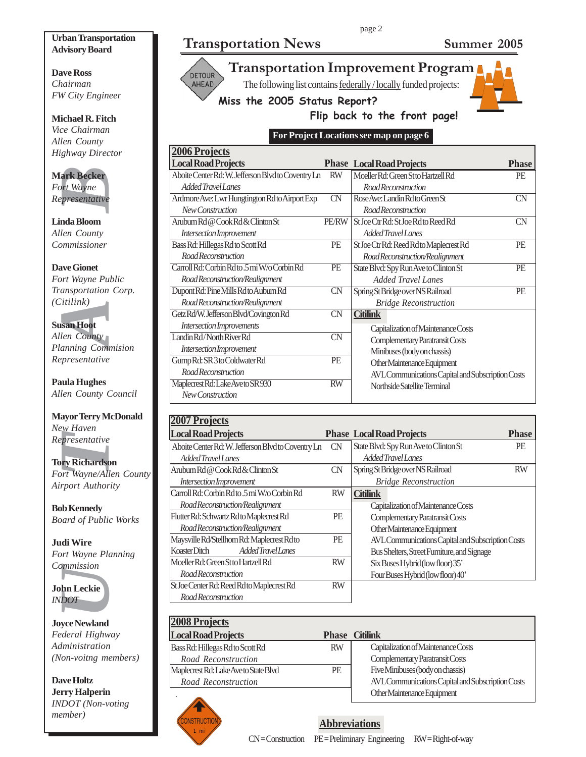**Urban Transportation Advisory Board**

**Dave Ross**
*Chairman*
*FW City Engineer*

**Michael R. Fitch**
*Vice Chairman*
*Allen County*
*Highway Director*

**Mark Becker**
*Fort Wayne*
*Representative*

**Linda Bloom**
*Allen County*
*Commissioner*

**Dave Gionet**
*Fort Wayne Public*
*Transportation Corp.*
*(Citilink)*

**Susan Hoot**
*Allen County*
*Planning Commision*
*Representative*

**Paula Hughes**
*Allen County Council*

**Mayor Terry McDonald**
*New Haven*
*Representative*

**Tory Richardson**
*Fort Wayne/Allen County*
*Airport Authority*

**Bob Kennedy**
*Board of Public Works*

**Judi Wire**
*Fort Wayne Planning*
*Commission*

**John Leckie**
*INDOT*

**Joyce Newland**
*Federal Highway*
*Administration*
*(Non-voitng members)*

**Dave Holtz**
**Jerry Halperin**
*INDOT (Non-voting member)*

# Transportation News — Summer 2005

## Transportation Improvement Program

The following list contains federally / locally funded projects:

**Miss the 2005 Status Report? Flip back to the front page!**

**For Project Locations see map on page 6**

### 2006 Projects

| Local Road Projects | Phase | Local Road Projects | Phase |
|---|---|---|---|
| Aboite Center Rd: W. Jefferson Blvd to Coventry Ln — *Added Travel Lanes* | RW | Moeller Rd: Green St to Hartzell Rd — *Road Reconstruction* | PE |
| Ardmore Ave: Lwr Hungtington Rd to Airport Exp — *New Construction* | CN | Rose Ave: Landin Rd to Green St — *Road Reconstruction* | CN |
| Arubum Rd @ Cook Rd & Clinton St — *Intersection Improvement* | PE/RW | St Joe Ctr Rd: St Joe Rd to Reed Rd — *Added Travel Lanes* | CN |
| Bass Rd: Hillegas Rd to Scott Rd — *Road Reconstruction* | PE | St Joe Ctr Rd: Reed Rd to Maplecrest Rd — *Road Reconstruction/Realignment* | PE |
| Carroll Rd: Corbin Rd to .5 mi W/o Corbin Rd — *Road Reconstruction/Realignment* | PE | State Blvd: Spy Run Ave to Clinton St — *Added Travel Lanes* | PE |
| Dupont Rd: Pine Mills Rd to Auburn Rd — *Road Reconstruction/Realignment* | CN | Spring St Bridge over NS Railroad — *Bridge Reconstruction* | PE |
| Getz Rd/W. Jefferson Blvd/Covington Rd — *Intersection Improvements* | CN | **Citilink** | |
| Landin Rd / North River Rd — *Intersection Improvement* | CN | Capitalization of Maintenance Costs | |
| Gump Rd: SR 3 to Coldwater Rd — *Road Reconstruction* | PE | Complementary Paratransit Costs | |
| Maplecrest Rd: Lake Ave to SR 930 — *New Construction* | RW | Minibuses (body on chassis) | |
| | | Other Maintenance Equipment | |
| | | AVL Communications Capital and Subscription Costs | |
| | | Northside Satellite Terminal | |

### 2007 Projects

| Local Road Projects | Phase | Local Road Projects | Phase |
|---|---|---|---|
| Aboite Center Rd: W. Jefferson Blvd to Coventry Ln — *Added Travel Lanes* | CN | State Blvd: Spy Run Ave to Clinton St — *Added Travel Lanes* | PE |
| Arubum Rd @ Cook Rd & Clinton St — *Intersection Improvement* | CN | Spring St Bridge over NS Railroad — *Bridge Reconstruction* | RW |
| Carroll Rd: Corbin Rd to .5 mi W/o Corbin Rd — *Road Reconstruction/Realignment* | RW | **Citilink** | |
| Flutter Rd: Schwartz Rd to Maplecrest Rd — *Road Reconstruction/Realignment* | PE | Capitalization of Maintenance Costs | |
| Maysville Rd/Stellhorn Rd: Maplecrest Rd to Koaster Ditch — *Added Travel Lanes* | PE | Complementary Paratransit Costs | |
| Moeller Rd: Green St to Hartzell Rd — *Road Reconstruction* | RW | Other Maintenance Equipment | |
| St Joe Center Rd: Reed Rd to Maplecrest Rd — *Road Reconstruction* | RW | AVL Communications Capital and Subscription Costs | |
| | | Bus Shelters, Street Furniture, and Signage | |
| | | Six Buses Hybrid (low floor) 35' | |
| | | Four Buses Hybrid (low floor) 40' | |

### 2008 Projects

| Local Road Projects | Phase | Citilink |
|---|---|---|
| Bass Rd: Hillegas Rd to Scott Rd — *Road Reconstruction* | RW | Capitalization of Maintenance Costs |
| Maplecrest Rd: Lake Ave to State Blvd — *Road Reconstruction* | PE | Complementary Paratransit Costs |
| | | Five Minibuses (body on chassis) |
| | | AVL Communications Capital and Subscription Costs |
| | | Other Maintenance Equipment |

### Abbreviations

CN = Construction  PE = Preliminary Engineering  RW = Right-of-way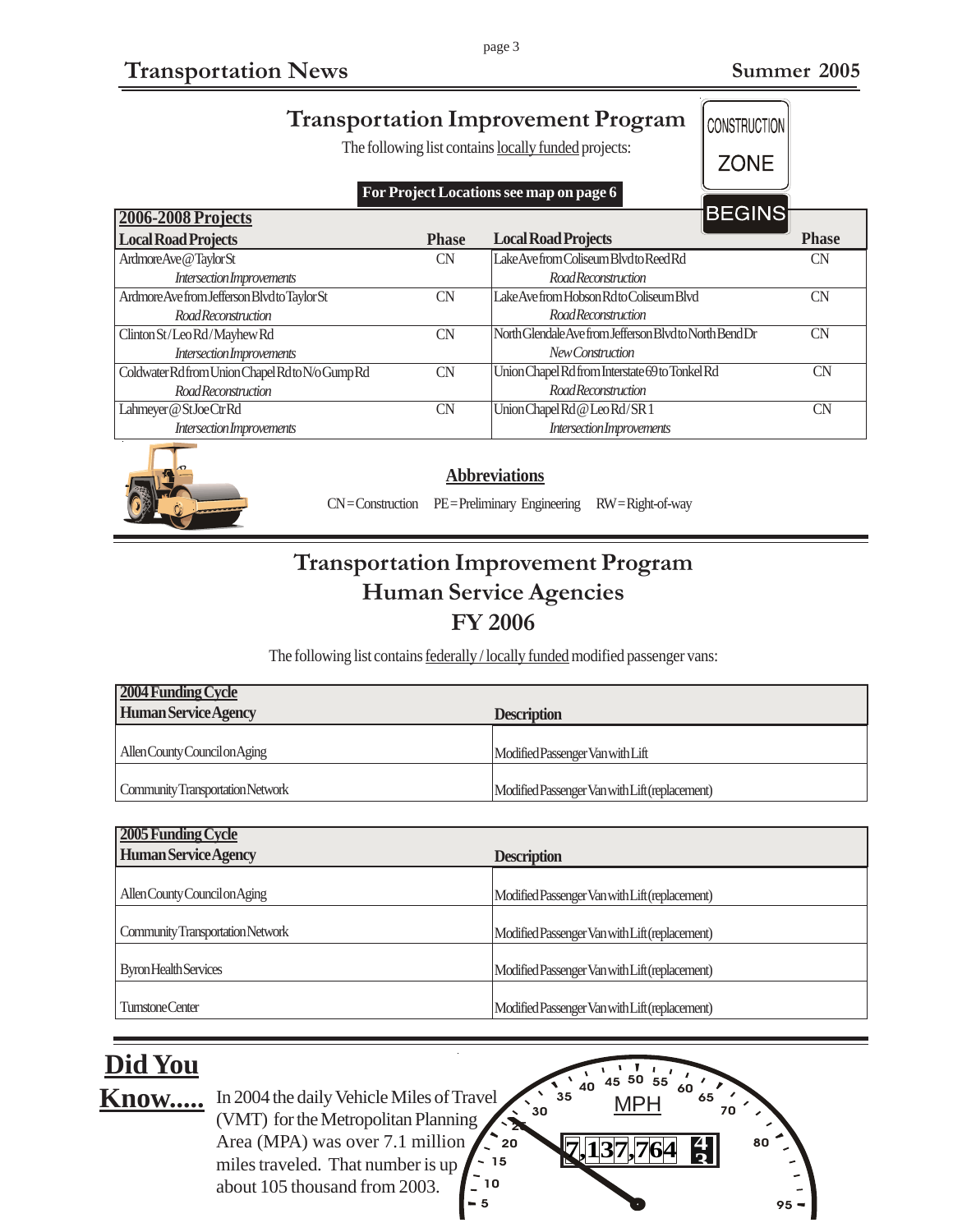## Transportation Improvement Program

The following list contains locally funded projects:

**For Project Locations see map on page 6**

**2006-2008 Projects**

| Local Road Projects | Phase | Local Road Projects | Phase |
|---|---|---|---|
| Ardmore Ave @ Taylor St<br>*Intersection Improvements* | CN | Lake Ave from Coliseum Blvd to Reed Rd<br>*Road Reconstruction* | CN |
| Ardmore Ave from Jefferson Blvd to Taylor St<br>*Road Reconstruction* | CN | Lake Ave from Hobson Rd to Coliseum Blvd<br>*Road Reconstruction* | CN |
| Clinton St / Leo Rd / Mayhew Rd<br>*Intersection Improvements* | CN | North Glendale Ave from Jefferson Blvd to North Bend Dr<br>*New Construction* | CN |
| Coldwater Rd from Union Chapel Rd to N/o Gump Rd<br>*Road Reconstruction* | CN | Union Chapel Rd from Interstate 69 to Tonkel Rd<br>*Road Reconstruction* | CN |
| Lahmeyer @ St Joe Ctr Rd<br>*Intersection Improvements* | CN | Union Chapel Rd @ Leo Rd / SR 1<br>*Intersection Improvements* | CN |

**Abbreviations**

CN = Construction  PE = Preliminary Engineering  RW = Right-of-way

## Transportation Improvement Program
## Human Service Agencies
## FY 2006

The following list contains federally / locally funded modified passenger vans:

**2004 Funding Cycle**

| Human Service Agency | Description |
|---|---|
| Allen County Council on Aging | Modified Passenger Van with Lift |
| Community Transportation Network | Modified Passenger Van with Lift (replacement) |

**2005 Funding Cycle**

| Human Service Agency | Description |
|---|---|
| Allen County Council on Aging | Modified Passenger Van with Lift (replacement) |
| Community Transportation Network | Modified Passenger Van with Lift (replacement) |
| Byron Health Services | Modified Passenger Van with Lift (replacement) |
| Turnstone Center | Modified Passenger Van with Lift (replacement) |

## Did You Know.....

In 2004 the daily Vehicle Miles of Travel (VMT) for the Metropolitan Planning Area (MPA) was over 7.1 million miles traveled. That number is up about 105 thousand from 2003.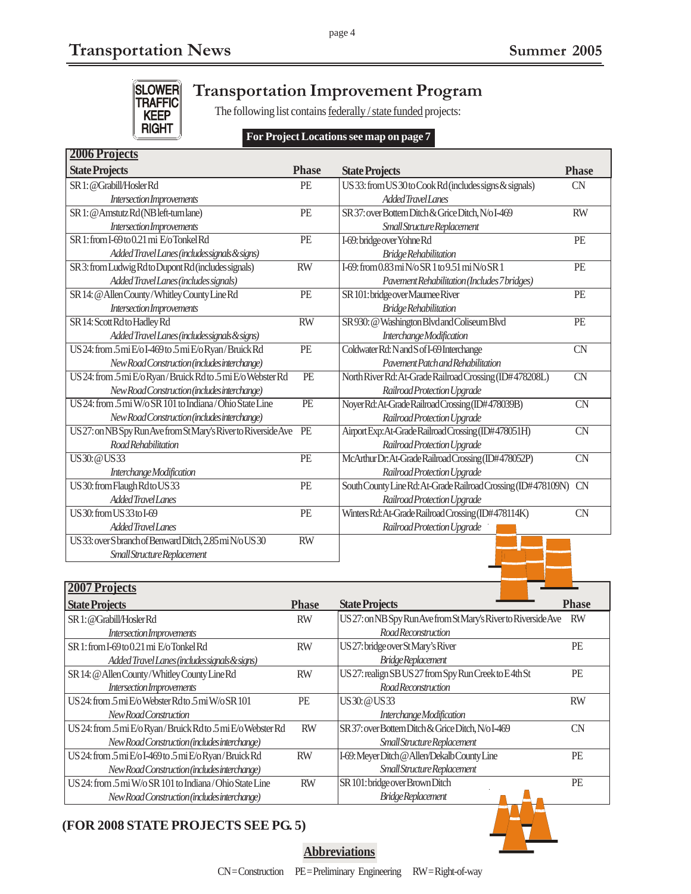# Transportation Improvement Program

SLOWER TRAFFIC KEEP RIGHT

The following list contains federally / state funded projects:

**For Project Locations see map on page 7**

## 2006 Projects

| State Projects | Phase | State Projects | Phase |
|---|---|---|---|
| SR 1: @Grabill/Hosler Rd<br>*Intersection Improvements* | PE | US 33: from US 30 to Cook Rd (includes signs & signals)<br>*Added Travel Lanes* | CN |
| SR 1: @ Amstutz Rd (NB left-turn lane)<br>*Intersection Improvements* | PE | SR 37: over Bottem Ditch & Grice Ditch, N/o I-469<br>*Small Structure Replacement* | RW |
| SR 1: from I-69 to 0.21 mi E/o Tonkel Rd<br>*Added Travel Lanes (includes signals & signs)* | PE | I-69: bridge over Yohne Rd<br>*Bridge Rehabilitation* | PE |
| SR 3: from Ludwig Rd to Dupont Rd (includes signals)<br>*Added Travel Lanes (includes signals)* | RW | I-69: from 0.83 mi N/o SR 1 to 9.51 mi N/o SR 1<br>*Pavement Rehabilitation (Includes 7 bridges)* | PE |
| SR 14: @ Allen County / Whitley County Line Rd<br>*Intersection Improvements* | PE | SR 101: bridge over Maumee River<br>*Bridge Rehabilitation* | PE |
| SR 14: Scott Rd to Hadley Rd<br>*Added Travel Lanes (includes signals & signs)* | RW | SR 930: @ Washington Blvd and Coliseum Blvd<br>*Interchange Modification* | PE |
| US 24: from .5 mi E/o I-469 to .5 mi E/o Ryan / Bruick Rd<br>*New Road Construction (includes interchange)* | PE | Coldwater Rd: N and S of I-69 Interchange<br>*Pavement Patch and Rehabilitation* | CN |
| US 24: from .5 mi E/o Ryan / Bruick Rd to .5 mi E/o Webster Rd<br>*New Road Construction (includes interchange)* | PE | North River Rd: At-Grade Railroad Crossing (ID# 478208L)<br>*Railroad Protection Upgrade* | CN |
| US 24: from .5 mi W/o SR 101 to Indiana / Ohio State Line<br>*New Road Construction (includes interchange)* | PE | Noyer Rd: At-Grade Railroad Crossing (ID# 478039B)<br>*Railroad Protection Upgrade* | CN |
| US 27: on NB Spy Run Ave from St Mary's River to Riverside Ave<br>*Road Rehabilitation* | PE | Airport Exp: At-Grade Railroad Crossing (ID# 478051H)<br>*Railroad Protection Upgrade* | CN |
| US 30: @ US 33<br>*Interchange Modification* | PE | McArthur Dr: At-Grade Railroad Crossing (ID# 478052P)<br>*Railroad Protection Upgrade* | CN |
| US 30: from Flaugh Rd to US 33<br>*Added Travel Lanes* | PE | South County Line Rd: At-Grade Railroad Crossing (ID# 478109N)<br>*Railroad Protection Upgrade* | CN |
| US 30: from US 33 to I-69<br>*Added Travel Lanes* | PE | Winters Rd: At-Grade Railroad Crossing (ID# 478114K)<br>*Railroad Protection Upgrade* | CN |
| US 33: over S branch of Benward Ditch, 2.85 mi N/o US 30<br>*Small Structure Replacement* | RW | | |

## 2007 Projects

| State Projects | Phase | State Projects | Phase |
|---|---|---|---|
| SR 1: @ Grabill/Hosler Rd<br>*Intersection Improvements* | RW | US 27: on NB Spy Run Ave from St Mary's River to Riverside Ave<br>*Road Reconstruction* | RW |
| SR 1: from I-69 to 0.21 mi E/o Tonkel Rd<br>*Added Travel Lanes (includes signals & signs)* | RW | US 27: bridge over St Mary's River<br>*Bridge Replacement* | PE |
| SR 14: @ Allen County / Whitley County Line Rd<br>*Intersection Improvements* | RW | US 27: realign SB US 27 from Spy Run Creek to E 4th St<br>*Road Reconstruction* | PE |
| US 24: from .5 mi E/o Webster Rd to .5 mi W/o SR 101<br>*New Road Construction* | PE | US 30: @ US 33<br>*Interchange Modification* | RW |
| US 24: from .5 mi E/o Ryan / Bruick Rd to .5 mi E/o Webster Rd<br>*New Road Construction (includes interchange)* | RW | SR 37: over Bottem Ditch & Grice Ditch, N/o I-469<br>*Small Structure Replacement* | CN |
| US 24: from .5 mi E/o I-469 to .5 mi E/o Ryan / Bruick Rd<br>*New Road Construction (includes interchange)* | RW | I-69: Meyer Ditch @ Allen/Dekalb County Line<br>*Small Structure Replacement* | PE |
| US 24: from .5 mi W/o SR 101 to Indiana / Ohio State Line<br>*New Road Construction (includes interchange)* | RW | SR 101: bridge over Brown Ditch<br>*Bridge Replacement* | PE |

**(FOR 2008 STATE PROJECTS SEE PG. 5)**

**Abbreviations**

CN = Construction  PE = Preliminary Engineering  RW = Right-of-way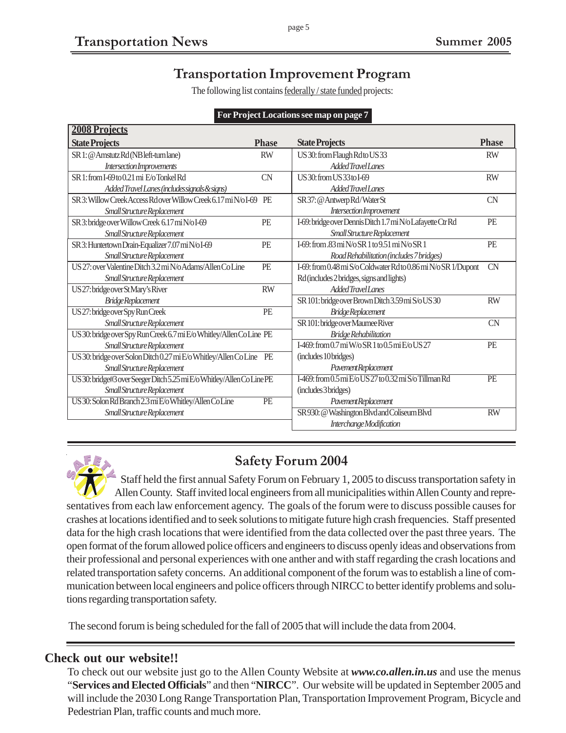## Transportation Improvement Program

The following list contains federally / state funded projects:

**For Project Locations see map on page 7**

**2008 Projects**

| State Projects | Phase |
|---|---|
| SR 1: @ Amstutz Rd (NB left-turn lane)<br>*Intersection Improvements* | RW |
| SR 1: from I-69 to 0.21 mi E/o Tonkel Rd<br>*Added Travel Lanes (includes signals & signs)* | CN |
| SR 3: Willow Creek Access Rd over Willow Creek 6.17 mi N/o I-69<br>*Small Structure Replacement* | PE |
| SR 3: bridge over Willow Creek 6.17 mi N/o I-69<br>*Small Structure Replacement* | PE |
| SR 3: Huntertown Drain-Equalizer 7.07 mi N/o I-69<br>*Small Structure Replacement* | PE |
| US 27: over Valentine Ditch 3.2 mi N/o Adams/Allen Co Line<br>*Small Structure Replacement* | PE |
| US 27: bridge over St Mary's River<br>*Bridge Replacement* | RW |
| US 27: bridge over Spy Run Creek<br>*Small Structure Replacement* | PE |
| US 30: bridge over Spy Run Creek 6.7 mi E/o Whitley/Allen Co Line<br>*Small Structure Replacement* | PE |
| US 30: bridge over Solon Ditch 0.27 mi E/o Whitley/Allen Co Line<br>*Small Structure Replacement* | PE |
| US 30: bridge #3 over Seeger Ditch 5.25 mi E/o Whitley/Allen Co Line<br>*Small Structure Replacement* | PE |
| US 30: Solon Rd Branch 2.3 mi E/o Whitley/Allen Co Line<br>*Small Structure Replacement* | PE |
| US 30: from Flaugh Rd to US 33<br>*Added Travel Lanes* | RW |
| US 30: from US 33 to I-69<br>*Added Travel Lanes* | RW |
| SR 37: @ Antwerp Rd / Water St<br>*Intersection Improvement* | CN |
| I-69: bridge over Dennis Ditch 1.7 mi N/o Lafayette Ctr Rd<br>*Small Structure Replacement* | PE |
| I-69: from .83 mi N/o SR 1 to 9.51 mi N/o SR 1<br>*Road Rehabilitation (includes 7 bridges)* | PE |
| I-69: from 0.48 mi S/o Coldwater Rd to 0.86 mi N/o SR 1/Dupont Rd (includes 2 bridges, signs and lights)<br>*Added Travel Lanes* | CN |
| SR 101: bridge over Brown Ditch 3.59 mi S/o US 30<br>*Bridge Replacement* | RW |
| SR 101: bridge over Maumee River<br>*Bridge Rehabilitation* | CN |
| I-469: from 0.7 mi W/o SR 1 to 0.5 mi E/o US 27 (includes 10 bridges)<br>*Pavement Replacement* | PE |
| I-469: from 0.5 mi E/o US 27 to 0.32 mi S/o Tillman Rd (includes 3 bridges)<br>*Pavement Replacement* | PE |
| SR 930: @ Washington Blvd and Coliseum Blvd<br>*Interchange Modification* | RW |

## Safety Forum 2004

Staff held the first annual Safety Forum on February 1, 2005 to discuss transportation safety in Allen County. Staff invited local engineers from all municipalities within Allen County and representatives from each law enforcement agency. The goals of the forum were to discuss possible causes for crashes at locations identified and to seek solutions to mitigate future high crash frequencies. Staff presented data for the high crash locations that were identified from the data collected over the past three years. The open format of the forum allowed police officers and engineers to discuss openly ideas and observations from their professional and personal experiences with one anther and with staff regarding the crash locations and related transportation safety concerns. An additional component of the forum was to establish a line of communication between local engineers and police officers through NIRCC to better identify problems and solutions regarding transportation safety.

The second forum is being scheduled for the fall of 2005 that will include the data from 2004.

## Check out our website!!

To check out our website just go to the Allen County Website at ***www.co.allen.in.us*** and use the menus "**Services and Elected Officials**" and then "**NIRCC**". Our website will be updated in September 2005 and will include the 2030 Long Range Transportation Plan, Transportation Improvement Program, Bicycle and Pedestrian Plan, traffic counts and much more.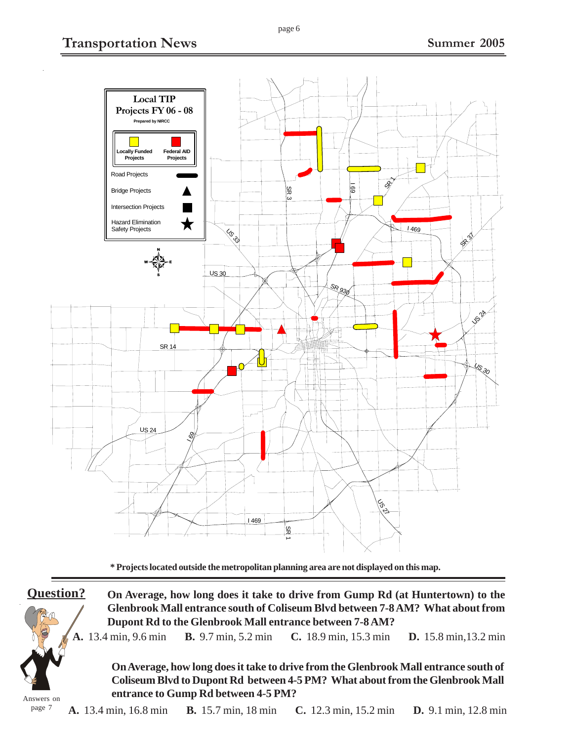## Local TIP Projects FY 06 - 08

Prepared by NIRCC

| Locally Funded Projects | Federal AID Projects |
| --- | --- |

- Road Projects
- Bridge Projects
- Intersection Projects
- Hazard Elimination Safety Projects

**\* Projects located outside the metropolitan planning area are not displayed on this map.**

---

## Question?

**On Average, how long does it take to drive from Gump Rd (at Huntertown) to the Glenbrook Mall entrance south of Coliseum Blvd between 7-8 AM? What about from Dupont Rd to the Glenbrook Mall entrance between 7-8 AM?**

**A.** 13.4 min, 9.6 min **B.** 9.7 min, 5.2 min **C.** 18.9 min, 15.3 min **D.** 15.8 min,13.2 min

**On Average, how long does it take to drive from the Glenbrook Mall entrance south of Coliseum Blvd to Dupont Rd between 4-5 PM? What about from the Glenbrook Mall entrance to Gump Rd between 4-5 PM?**

**A.** 13.4 min, 16.8 min **B.** 15.7 min, 18 min **C.** 12.3 min, 15.2 min **D.** 9.1 min, 12.8 min

Answers on page 7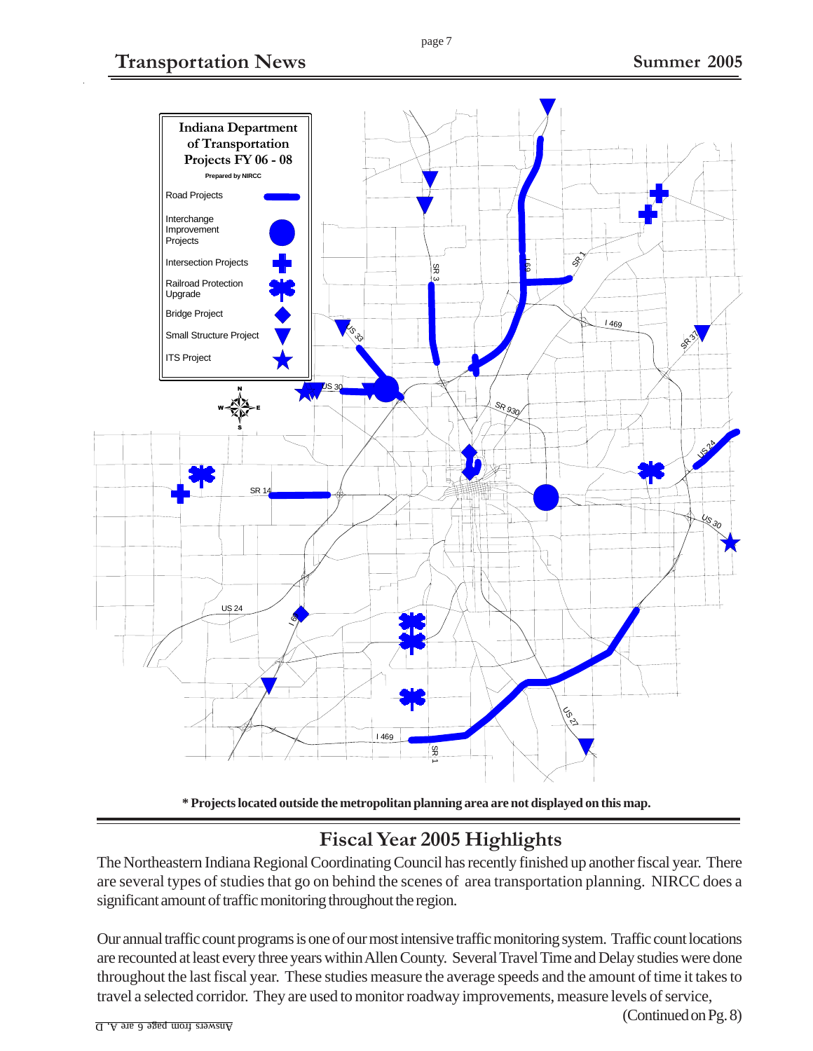**Indiana Department of Transportation Projects FY 06 - 08**

Prepared by NIRCC

- Road Projects
- Interchange Improvement Projects
- Intersection Projects
- Railroad Protection Upgrade
- Bridge Project
- Small Structure Project
- ITS Project

\* Projects located outside the metropolitan planning area are not displayed on this map.

## Fiscal Year 2005 Highlights

The Northeastern Indiana Regional Coordinating Council has recently finished up another fiscal year. There are several types of studies that go on behind the scenes of area transportation planning. NIRCC does a significant amount of traffic monitoring throughout the region.

Our annual traffic count programs is one of our most intensive traffic monitoring system. Traffic count locations are recounted at least every three years within Allen County. Several Travel Time and Delay studies were done throughout the last fiscal year. These studies measure the average speeds and the amount of time it takes to travel a selected corridor. They are used to monitor roadway improvements, measure levels of service,

(Continued on Pg. 8)

Answers from page 6 are A, D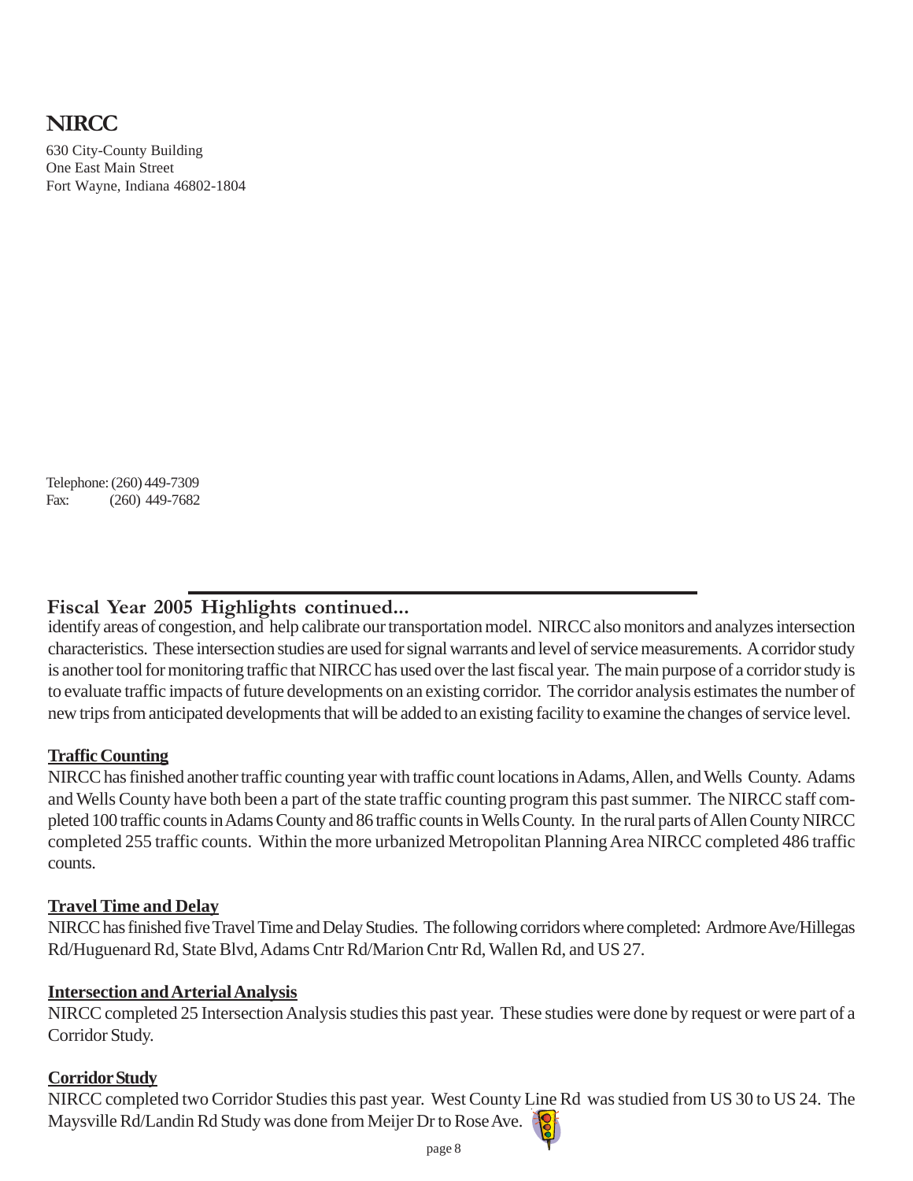# NIRCC

630 City-County Building
One East Main Street
Fort Wayne, Indiana 46802-1804

Telephone: (260) 449-7309
Fax: (260) 449-7682

## Fiscal Year 2005 Highlights continued...

identify areas of congestion, and help calibrate our transportation model. NIRCC also monitors and analyzes intersection characteristics. These intersection studies are used for signal warrants and level of service measurements. A corridor study is another tool for monitoring traffic that NIRCC has used over the last fiscal year. The main purpose of a corridor study is to evaluate traffic impacts of future developments on an existing corridor. The corridor analysis estimates the number of new trips from anticipated developments that will be added to an existing facility to examine the changes of service level.

### Traffic Counting

NIRCC has finished another traffic counting year with traffic count locations in Adams, Allen, and Wells County. Adams and Wells County have both been a part of the state traffic counting program this past summer. The NIRCC staff completed 100 traffic counts in Adams County and 86 traffic counts in Wells County. In the rural parts of Allen County NIRCC completed 255 traffic counts. Within the more urbanized Metropolitan Planning Area NIRCC completed 486 traffic counts.

### Travel Time and Delay

NIRCC has finished five Travel Time and Delay Studies. The following corridors where completed: Ardmore Ave/Hillegas Rd/Huguenard Rd, State Blvd, Adams Cntr Rd/Marion Cntr Rd, Wallen Rd, and US 27.

### Intersection and Arterial Analysis

NIRCC completed 25 Intersection Analysis studies this past year. These studies were done by request or were part of a Corridor Study.

### Corridor Study

NIRCC completed two Corridor Studies this past year. West County Line Rd was studied from US 30 to US 24. The Maysville Rd/Landin Rd Study was done from Meijer Dr to Rose Ave.